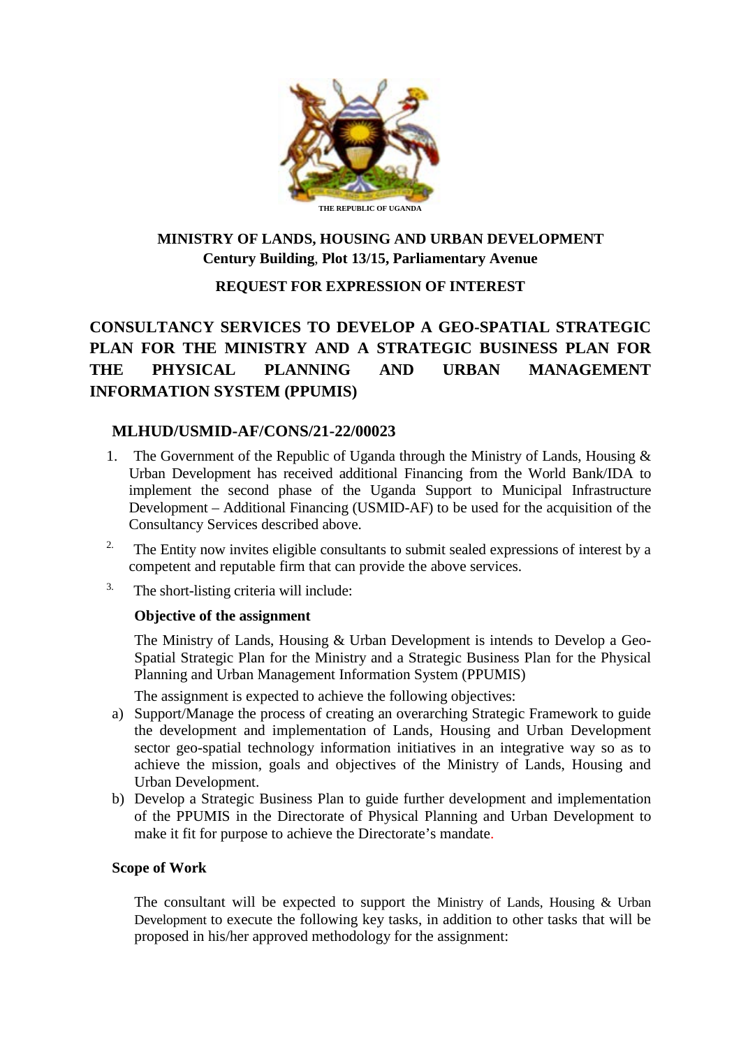THE REPUBLIC OF UGANDA

**MINISTRY OF LANDS, HOUSING AND URBAN DEVELOPMENT**
**Century Building, Plot 13/15, Parliamentary Avenue**

**REQUEST FOR EXPRESSION OF INTEREST**

# CONSULTANCY SERVICES TO DEVELOP A GEO-SPATIAL STRATEGIC PLAN FOR THE MINISTRY AND A STRATEGIC BUSINESS PLAN FOR THE PHYSICAL PLANNING AND URBAN MANAGEMENT INFORMATION SYSTEM (PPUMIS)

## MLHUD/USMID-AF/CONS/21-22/00023

1. The Government of the Republic of Uganda through the Ministry of Lands, Housing & Urban Development has received additional Financing from the World Bank/IDA to implement the second phase of the Uganda Support to Municipal Infrastructure Development – Additional Financing (USMID-AF) to be used for the acquisition of the Consultancy Services described above.
2. The Entity now invites eligible consultants to submit sealed expressions of interest by a competent and reputable firm that can provide the above services.
3. The short-listing criteria will include:

**Objective of the assignment**

The Ministry of Lands, Housing & Urban Development is intends to Develop a Geo-Spatial Strategic Plan for the Ministry and a Strategic Business Plan for the Physical Planning and Urban Management Information System (PPUMIS)

The assignment is expected to achieve the following objectives:

a) Support/Manage the process of creating an overarching Strategic Framework to guide the development and implementation of Lands, Housing and Urban Development sector geo-spatial technology information initiatives in an integrative way so as to achieve the mission, goals and objectives of the Ministry of Lands, Housing and Urban Development.
b) Develop a Strategic Business Plan to guide further development and implementation of the PPUMIS in the Directorate of Physical Planning and Urban Development to make it fit for purpose to achieve the Directorate's mandate.

**Scope of Work**

The consultant will be expected to support the Ministry of Lands, Housing & Urban Development to execute the following key tasks, in addition to other tasks that will be proposed in his/her approved methodology for the assignment: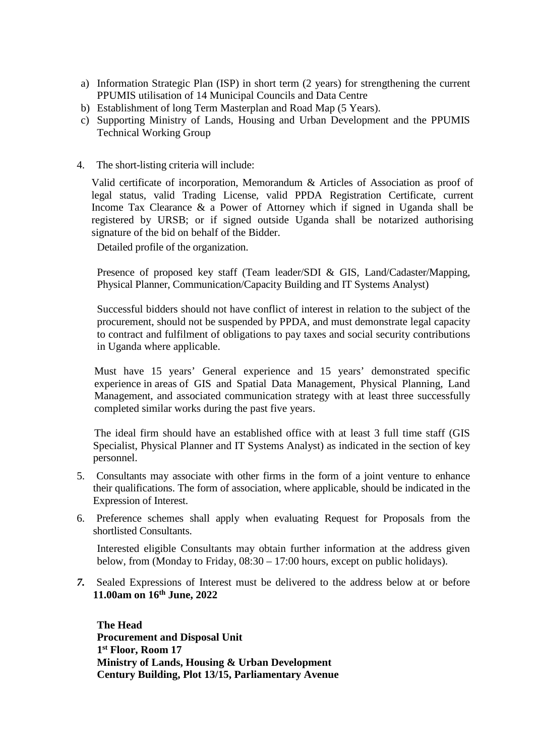a) Information Strategic Plan (ISP) in short term (2 years) for strengthening the current PPUMIS utilisation of 14 Municipal Councils and Data Centre
b) Establishment of long Term Masterplan and Road Map (5 Years).
c) Supporting Ministry of Lands, Housing and Urban Development and the PPUMIS Technical Working Group

4. The short-listing criteria will include:

   Valid certificate of incorporation, Memorandum & Articles of Association as proof of legal status, valid Trading License, valid PPDA Registration Certificate, current Income Tax Clearance & a Power of Attorney which if signed in Uganda shall be registered by URSB; or if signed outside Uganda shall be notarized authorising signature of the bid on behalf of the Bidder.

   Detailed profile of the organization.

   Presence of proposed key staff (Team leader/SDI & GIS, Land/Cadaster/Mapping, Physical Planner, Communication/Capacity Building and IT Systems Analyst)

   Successful bidders should not have conflict of interest in relation to the subject of the procurement, should not be suspended by PPDA, and must demonstrate legal capacity to contract and fulfilment of obligations to pay taxes and social security contributions in Uganda where applicable.

   Must have 15 years' General experience and 15 years' demonstrated specific experience in areas of GIS and Spatial Data Management, Physical Planning, Land Management, and associated communication strategy with at least three successfully completed similar works during the past five years.

   The ideal firm should have an established office with at least 3 full time staff (GIS Specialist, Physical Planner and IT Systems Analyst) as indicated in the section of key personnel.

5. Consultants may associate with other firms in the form of a joint venture to enhance their qualifications. The form of association, where applicable, should be indicated in the Expression of Interest.

6. Preference schemes shall apply when evaluating Request for Proposals from the shortlisted Consultants.

   Interested eligible Consultants may obtain further information at the address given below, from (Monday to Friday, 08:30 – 17:00 hours, except on public holidays).

***7.*** Sealed Expressions of Interest must be delivered to the address below at or before **11.00am on 16th June, 2022**

**The Head**
**Procurement and Disposal Unit**
**1st Floor, Room 17**
**Ministry of Lands, Housing & Urban Development**
**Century Building, Plot 13/15, Parliamentary Avenue**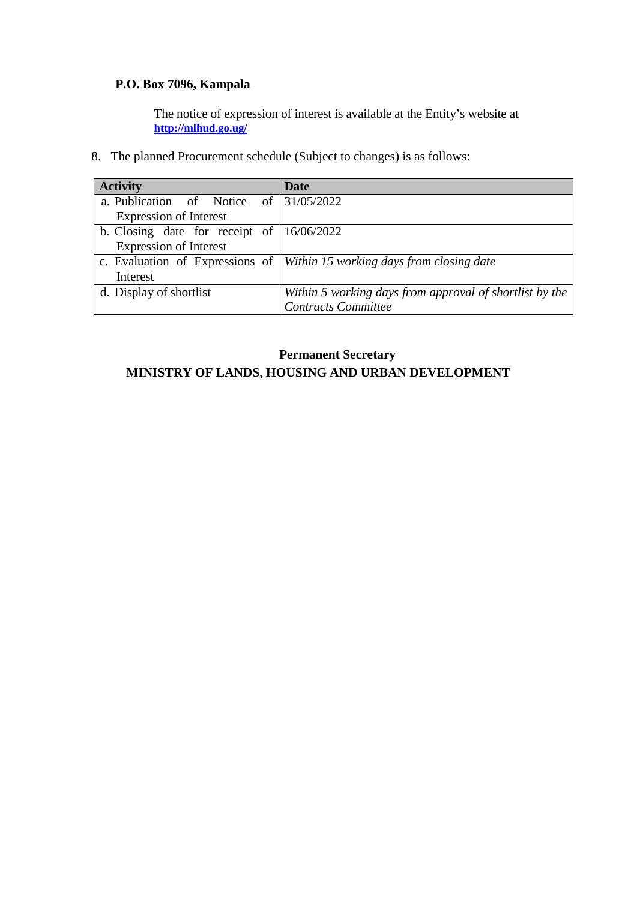**P.O. Box 7096, Kampala**

The notice of expression of interest is available at the Entity's website at **http://mlhud.go.ug/**

8. The planned Procurement schedule (Subject to changes) is as follows:

| Activity | Date |
|---|---|
| a. Publication of Notice of Expression of Interest | 31/05/2022 |
| b. Closing date for receipt of Expression of Interest | 16/06/2022 |
| c. Evaluation of Expressions of Interest | *Within 15 working days from closing date* |
| d. Display of shortlist | *Within 5 working days from approval of shortlist by the Contracts Committee* |

**Permanent Secretary**

**MINISTRY OF LANDS, HOUSING AND URBAN DEVELOPMENT**